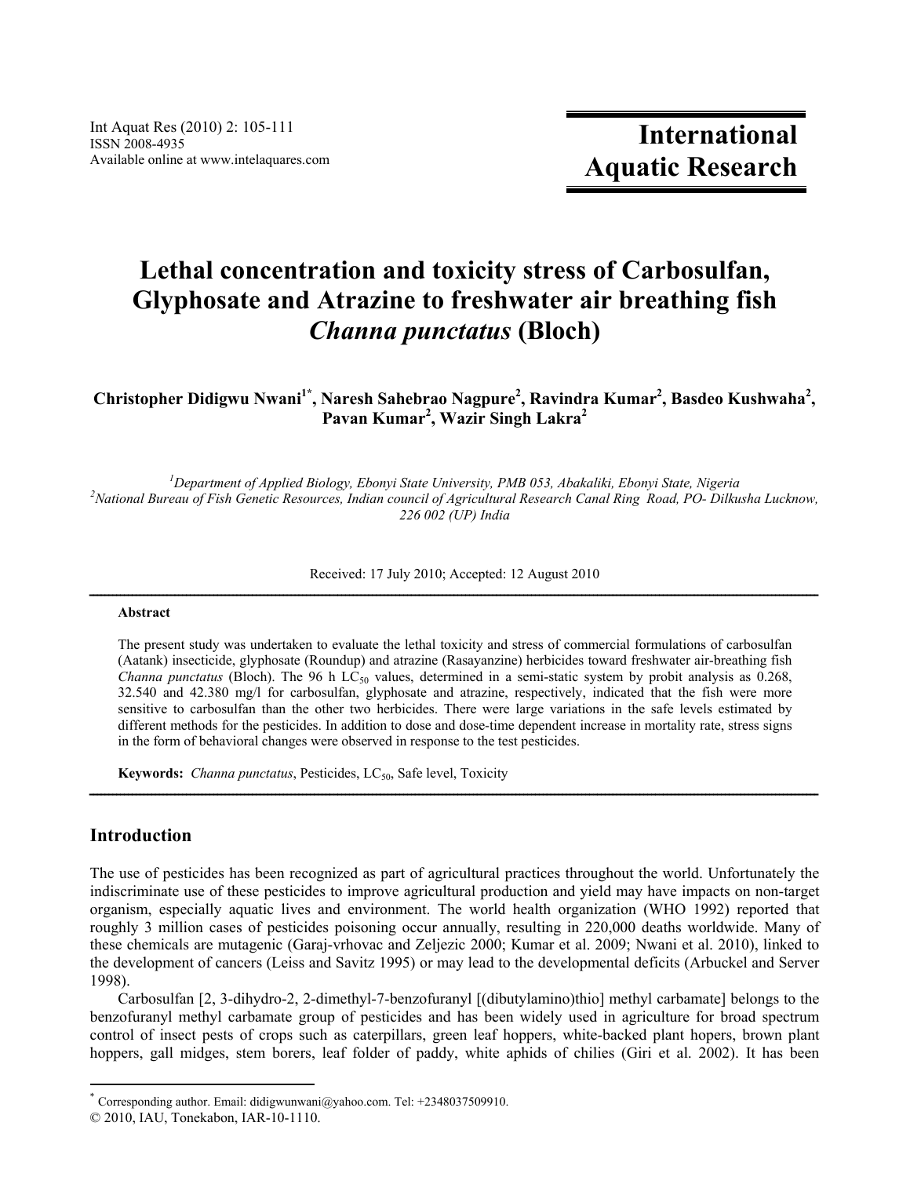# Lethal concentration and toxicity stress of Carbosulfan, Glyphosate and Atrazine to freshwater air breathing fish *Channa punctatus* (Bloch)

**Christopher Didigwu Nwani[1*], Naresh Sahebrao Nagpure[2], Ravindra Kumar[2], Basdeo Kushwaha[2], Pavan Kumar[2], Wazir Singh Lakra[2]**

*[1]Department of Applied Biology, Ebonyi State University, PMB 053, Abakaliki, Ebonyi State, Nigeria*
*[2]National Bureau of Fish Genetic Resources, Indian council of Agricultural Research Canal Ring Road, PO- Dilkusha Lucknow, 226 002 (UP) India*

Received: 17 July 2010; Accepted: 12 August 2010

---

### Abstract

The present study was undertaken to evaluate the lethal toxicity and stress of commercial formulations of carbosulfan (Aatank) insecticide, glyphosate (Roundup) and atrazine (Rasayanzine) herbicides toward freshwater air-breathing fish *Channa punctatus* (Bloch). The 96 h $LC_{50}$ values, determined in a semi-static system by probit analysis as 0.268, 32.540 and 42.380 mg/l for carbosulfan, glyphosate and atrazine, respectively, indicated that the fish were more sensitive to carbosulfan than the other two herbicides. There were large variations in the safe levels estimated by different methods for the pesticides. In addition to dose and dose-time dependent increase in mortality rate, stress signs in the form of behavioral changes were observed in response to the test pesticides.

**Keywords:** *Channa punctatus*, Pesticides, $LC_{50}$, Safe level, Toxicity

---

## Introduction

The use of pesticides has been recognized as part of agricultural practices throughout the world. Unfortunately the indiscriminate use of these pesticides to improve agricultural production and yield may have impacts on non-target organism, especially aquatic lives and environment. The world health organization (WHO 1992) reported that roughly 3 million cases of pesticides poisoning occur annually, resulting in 220,000 deaths worldwide. Many of these chemicals are mutagenic (Garaj-vrhovac and Zeljezic 2000; Kumar et al. 2009; Nwani et al. 2010), linked to the development of cancers (Leiss and Savitz 1995) or may lead to the developmental deficits (Arbuckel and Server 1998).

Carbosulfan [2, 3-dihydro-2, 2-dimethyl-7-benzofuranyl [(dibutylamino)thio] methyl carbamate] belongs to the benzofuranyl methyl carbamate group of pesticides and has been widely used in agriculture for broad spectrum control of insect pests of crops such as caterpillars, green leaf hoppers, white-backed plant hopers, brown plant hoppers, gall midges, stem borers, leaf folder of paddy, white aphids of chilies (Giri et al. 2002). It has been

---

[*] Corresponding author. Email: didigwunwani@yahoo.com. Tel: +2348037509910.

© 2010, IAU, Tonekabon, IAR-10-1110.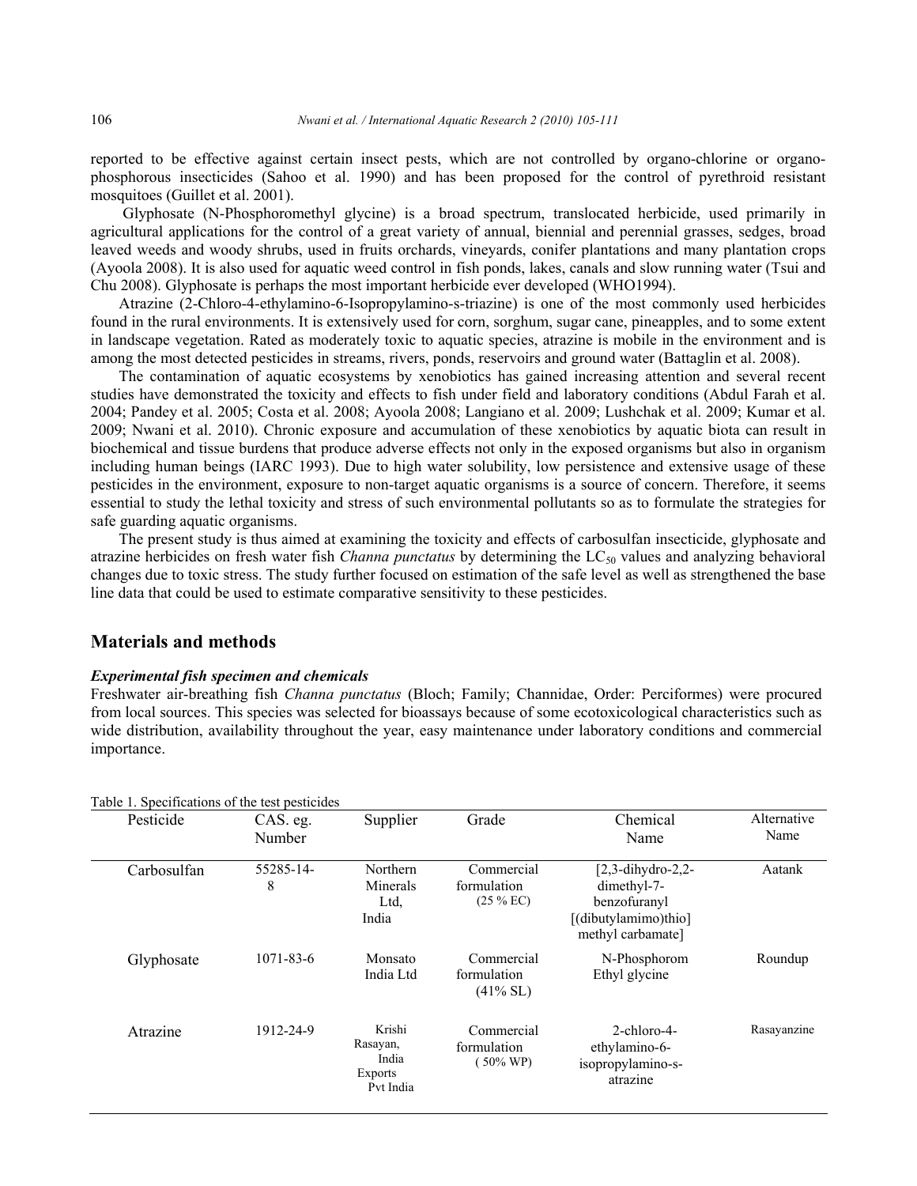reported to be effective against certain insect pests, which are not controlled by organo-chlorine or organo-phosphorous insecticides (Sahoo et al. 1990) and has been proposed for the control of pyrethroid resistant mosquitoes (Guillet et al. 2001).

Glyphosate (N-Phosphoromethyl glycine) is a broad spectrum, translocated herbicide, used primarily in agricultural applications for the control of a great variety of annual, biennial and perennial grasses, sedges, broad leaved weeds and woody shrubs, used in fruits orchards, vineyards, conifer plantations and many plantation crops (Ayoola 2008). It is also used for aquatic weed control in fish ponds, lakes, canals and slow running water (Tsui and Chu 2008). Glyphosate is perhaps the most important herbicide ever developed (WHO1994).

Atrazine (2-Chloro-4-ethylamino-6-Isopropylamino-s-triazine) is one of the most commonly used herbicides found in the rural environments. It is extensively used for corn, sorghum, sugar cane, pineapples, and to some extent in landscape vegetation. Rated as moderately toxic to aquatic species, atrazine is mobile in the environment and is among the most detected pesticides in streams, rivers, ponds, reservoirs and ground water (Battaglin et al. 2008).

The contamination of aquatic ecosystems by xenobiotics has gained increasing attention and several recent studies have demonstrated the toxicity and effects to fish under field and laboratory conditions (Abdul Farah et al. 2004; Pandey et al. 2005; Costa et al. 2008; Ayoola 2008; Langiano et al. 2009; Lushchak et al. 2009; Kumar et al. 2009; Nwani et al. 2010). Chronic exposure and accumulation of these xenobiotics by aquatic biota can result in biochemical and tissue burdens that produce adverse effects not only in the exposed organisms but also in organism including human beings (IARC 1993). Due to high water solubility, low persistence and extensive usage of these pesticides in the environment, exposure to non-target aquatic organisms is a source of concern. Therefore, it seems essential to study the lethal toxicity and stress of such environmental pollutants so as to formulate the strategies for safe guarding aquatic organisms.

The present study is thus aimed at examining the toxicity and effects of carbosulfan insecticide, glyphosate and atrazine herbicides on fresh water fish *Channa punctatus* by determining the $LC_{50}$ values and analyzing behavioral changes due to toxic stress. The study further focused on estimation of the safe level as well as strengthened the base line data that could be used to estimate comparative sensitivity to these pesticides.

## Materials and methods

### *Experimental fish specimen and chemicals*

Freshwater air-breathing fish *Channa punctatus* (Bloch; Family; Channidae, Order: Perciformes) were procured from local sources. This species was selected for bioassays because of some ecotoxicological characteristics such as wide distribution, availability throughout the year, easy maintenance under laboratory conditions and commercial importance.

Table 1. Specifications of the test pesticides

| Pesticide | CAS. eg. Number | Supplier | Grade | Chemical Name | Alternative Name |
|---|---|---|---|---|---|
| Carbosulfan | 55285-14-8 | Northern Minerals Ltd, India | Commercial formulation (25 % EC) | [2,3-dihydro-2,2-dimethyl-7-benzofuranyl [(dibutylamimo)thio] methyl carbamate] | Aatank |
| Glyphosate | 1071-83-6 | Monsato India Ltd | Commercial formulation (41% SL) | N-Phosphorom Ethyl glycine | Roundup |
| Atrazine | 1912-24-9 | Krishi Rasayan, India Exports Pvt India | Commercial formulation ( 50% WP) | 2-chloro-4-ethylamino-6-isopropylamino-s-atrazine | Rasayanzine |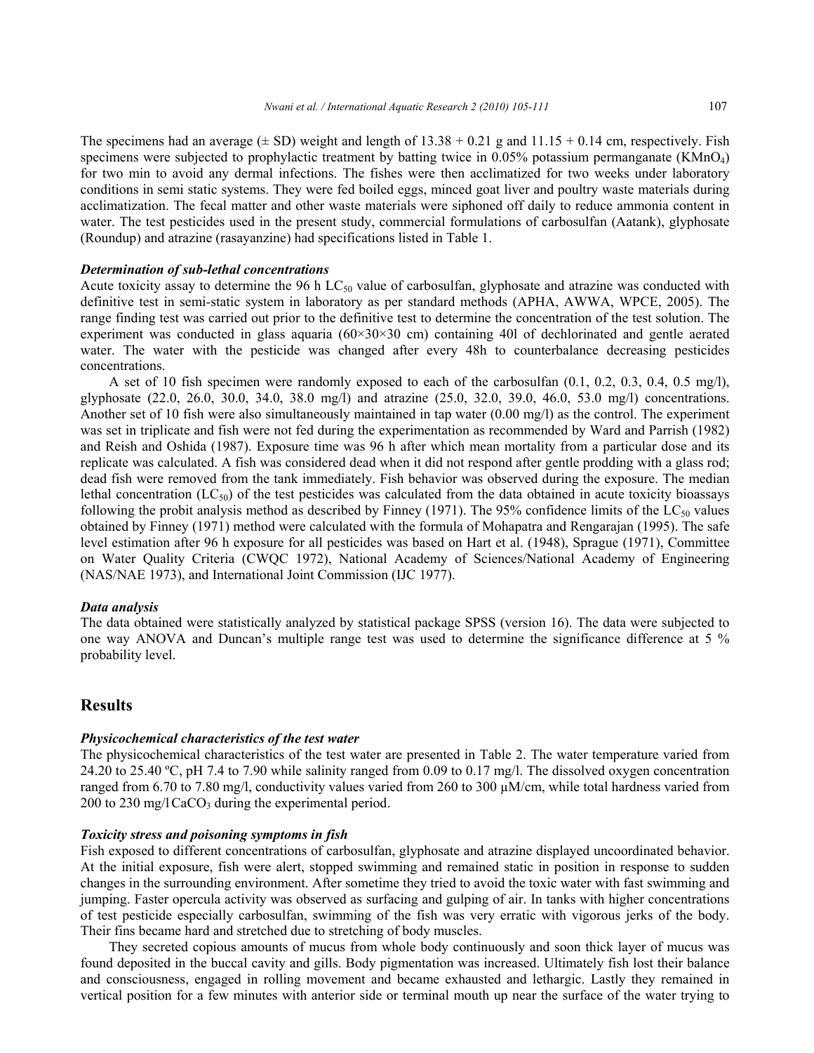The specimens had an average (± SD) weight and length of 13.38 + 0.21 g and 11.15 + 0.14 cm, respectively. Fish specimens were subjected to prophylactic treatment by batting twice in 0.05% potassium permanganate ($KMnO_4$) for two min to avoid any dermal infections. The fishes were then acclimatized for two weeks under laboratory conditions in semi static systems. They were fed boiled eggs, minced goat liver and poultry waste materials during acclimatization. The fecal matter and other waste materials were siphoned off daily to reduce ammonia content in water. The test pesticides used in the present study, commercial formulations of carbosulfan (Aatank), glyphosate (Roundup) and atrazine (rasayanzine) had specifications listed in Table 1.

### *Determination of sub-lethal concentrations*

Acute toxicity assay to determine the 96 h $LC_{50}$ value of carbosulfan, glyphosate and atrazine was conducted with definitive test in semi-static system in laboratory as per standard methods (APHA, AWWA, WPCE, 2005). The range finding test was carried out prior to the definitive test to determine the concentration of the test solution. The experiment was conducted in glass aquaria (60×30×30 cm) containing 40l of dechlorinated and gentle aerated water. The water with the pesticide was changed after every 48h to counterbalance decreasing pesticides concentrations.

A set of 10 fish specimen were randomly exposed to each of the carbosulfan (0.1, 0.2, 0.3, 0.4, 0.5 mg/l), glyphosate (22.0, 26.0, 30.0, 34.0, 38.0 mg/l) and atrazine (25.0, 32.0, 39.0, 46.0, 53.0 mg/l) concentrations. Another set of 10 fish were also simultaneously maintained in tap water (0.00 mg/l) as the control. The experiment was set in triplicate and fish were not fed during the experimentation as recommended by Ward and Parrish (1982) and Reish and Oshida (1987). Exposure time was 96 h after which mean mortality from a particular dose and its replicate was calculated. A fish was considered dead when it did not respond after gentle prodding with a glass rod; dead fish were removed from the tank immediately. Fish behavior was observed during the exposure. The median lethal concentration ($LC_{50}$) of the test pesticides was calculated from the data obtained in acute toxicity bioassays following the probit analysis method as described by Finney (1971). The 95% confidence limits of the $LC_{50}$ values obtained by Finney (1971) method were calculated with the formula of Mohapatra and Rengarajan (1995). The safe level estimation after 96 h exposure for all pesticides was based on Hart et al. (1948), Sprague (1971), Committee on Water Quality Criteria (CWQC 1972), National Academy of Sciences/National Academy of Engineering (NAS/NAE 1973), and International Joint Commission (IJC 1977).

### *Data analysis*

The data obtained were statistically analyzed by statistical package SPSS (version 16). The data were subjected to one way ANOVA and Duncan's multiple range test was used to determine the significance difference at 5 % probability level.

## Results

### *Physicochemical characteristics of the test water*

The physicochemical characteristics of the test water are presented in Table 2. The water temperature varied from 24.20 to 25.40 ºC, pH 7.4 to 7.90 while salinity ranged from 0.09 to 0.17 mg/l. The dissolved oxygen concentration ranged from 6.70 to 7.80 mg/l, conductivity values varied from 260 to 300 µM/cm, while total hardness varied from 200 to 230 mg/l $CaCO_3$ during the experimental period.

### *Toxicity stress and poisoning symptoms in fish*

Fish exposed to different concentrations of carbosulfan, glyphosate and atrazine displayed uncoordinated behavior. At the initial exposure, fish were alert, stopped swimming and remained static in position in response to sudden changes in the surrounding environment. After sometime they tried to avoid the toxic water with fast swimming and jumping. Faster opercula activity was observed as surfacing and gulping of air. In tanks with higher concentrations of test pesticide especially carbosulfan, swimming of the fish was very erratic with vigorous jerks of the body. Their fins became hard and stretched due to stretching of body muscles.

They secreted copious amounts of mucus from whole body continuously and soon thick layer of mucus was found deposited in the buccal cavity and gills. Body pigmentation was increased. Ultimately fish lost their balance and consciousness, engaged in rolling movement and became exhausted and lethargic. Lastly they remained in vertical position for a few minutes with anterior side or terminal mouth up near the surface of the water trying to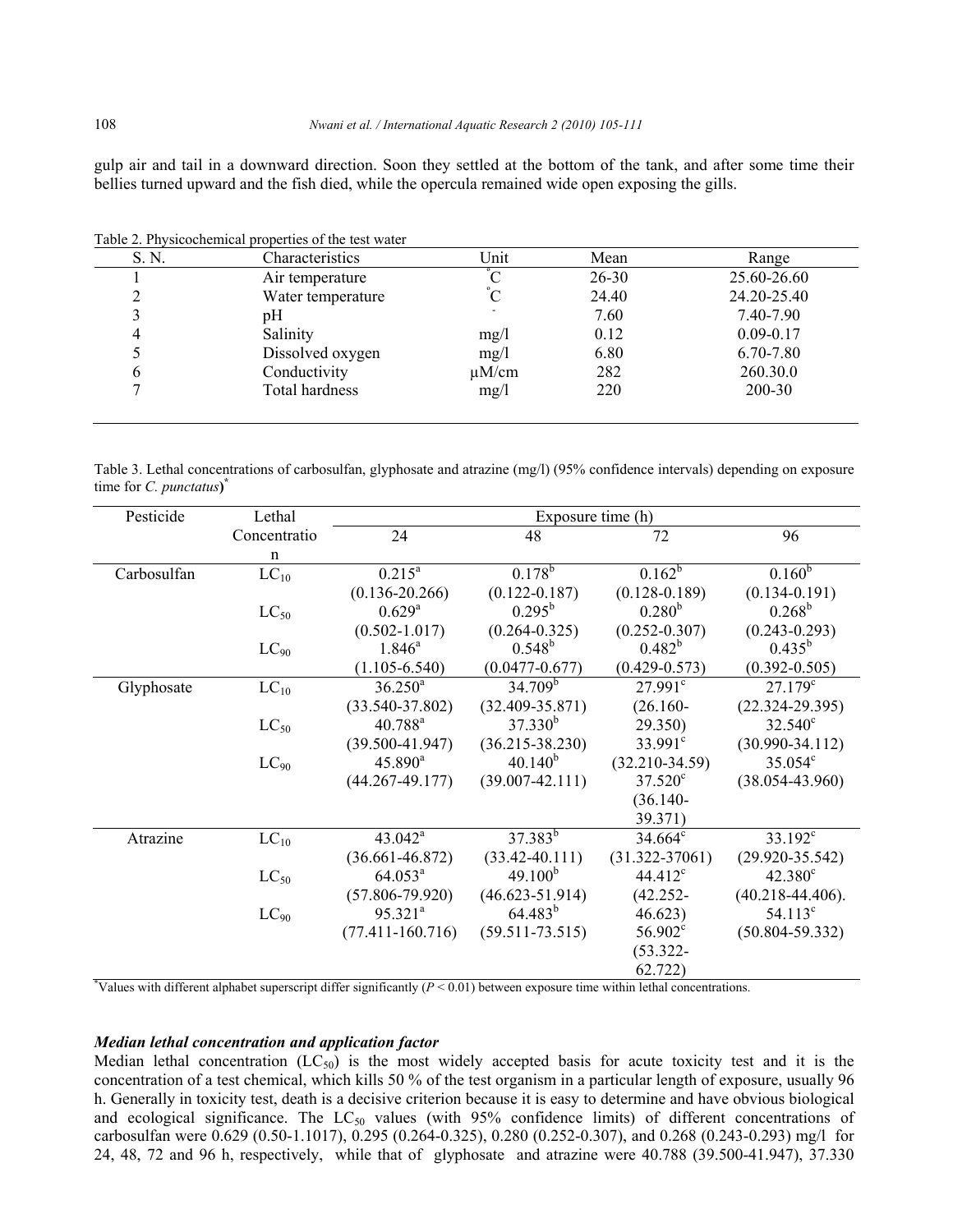gulp air and tail in a downward direction. Soon they settled at the bottom of the tank, and after some time their bellies turned upward and the fish died, while the opercula remained wide open exposing the gills.

Table 2. Physicochemical properties of the test water

| S. N. | Characteristics | Unit | Mean | Range |
|---|---|---|---|---|
| 1 | Air temperature | °C | 26-30 | 25.60-26.60 |
| 2 | Water temperature | °C | 24.40 | 24.20-25.40 |
| 3 | pH | - | 7.60 | 7.40-7.90 |
| 4 | Salinity | mg/l | 0.12 | 0.09-0.17 |
| 5 | Dissolved oxygen | mg/l | 6.80 | 6.70-7.80 |
| 6 | Conductivity | μM/cm | 282 | 260.30.0 |
| 7 | Total hardness | mg/l | 220 | 200-30 |

Table 3. Lethal concentrations of carbosulfan, glyphosate and atrazine (mg/l) (95% confidence intervals) depending on exposure time for *C. punctatus*)*

| Pesticide | Lethal Concentration | Exposure time (h) | | | |
|---|---|---|---|---|---|
| | | 24 | 48 | 72 | 96 |
| Carbosulfan | $LC_{10}$ | 0.215[a] (0.136-20.266) | 0.178[b] (0.122-0.187) | 0.162[b] (0.128-0.189) | 0.160[b] (0.134-0.191) |
| | $LC_{50}$ | 0.629[a] (0.502-1.017) | 0.295[b] (0.264-0.325) | 0.280[b] (0.252-0.307) | 0.268[b] (0.243-0.293) |
| | $LC_{90}$ | 1.846[a] (1.105-6.540) | 0.548[b] (0.0477-0.677) | 0.482[b] (0.429-0.573) | 0.435[b] (0.392-0.505) |
| Glyphosate | $LC_{10}$ | 36.250[a] (33.540-37.802) | 34.709[b] (32.409-35.871) | 27.991[c] (26.160-29.350) | 27.179[c] (22.324-29.395) |
| | $LC_{50}$ | 40.788[a] (39.500-41.947) | 37.330[b] (36.215-38.230) | 33.991[c] (32.210-34.59) | 32.540[c] (30.990-34.112) |
| | $LC_{90}$ | 45.890[a] (44.267-49.177) | 40.140[b] (39.007-42.111) | 37.520[c] (36.140-39.371) | 35.054[c] (38.054-43.960) |
| Atrazine | $LC_{10}$ | 43.042[a] (36.661-46.872) | 37.383[b] (33.42-40.111) | 34.664[c] (31.322-37061) | 33.192[c] (29.920-35.542) |
| | $LC_{50}$ | 64.053[a] (57.806-79.920) | 49.100[b] (46.623-51.914) | 44.412[c] (42.252-46.623) | 42.380[c] (40.218-44.406). |
| | $LC_{90}$ | 95.321[a] (77.411-160.716) | 64.483[b] (59.511-73.515) | 56.902[c] (53.322-62.722) | 54.113[c] (50.804-59.332) |

*Values with different alphabet superscript differ significantly ($P < 0.01$) between exposure time within lethal concentrations.

### *Median lethal concentration and application factor*

Median lethal concentration ($LC_{50}$) is the most widely accepted basis for acute toxicity test and it is the concentration of a test chemical, which kills 50 % of the test organism in a particular length of exposure, usually 96 h. Generally in toxicity test, death is a decisive criterion because it is easy to determine and have obvious biological and ecological significance. The $LC_{50}$ values (with 95% confidence limits) of different concentrations of carbosulfan were 0.629 (0.50-1.1017), 0.295 (0.264-0.325), 0.280 (0.252-0.307), and 0.268 (0.243-0.293) mg/l for 24, 48, 72 and 96 h, respectively, while that of glyphosate and atrazine were 40.788 (39.500-41.947), 37.330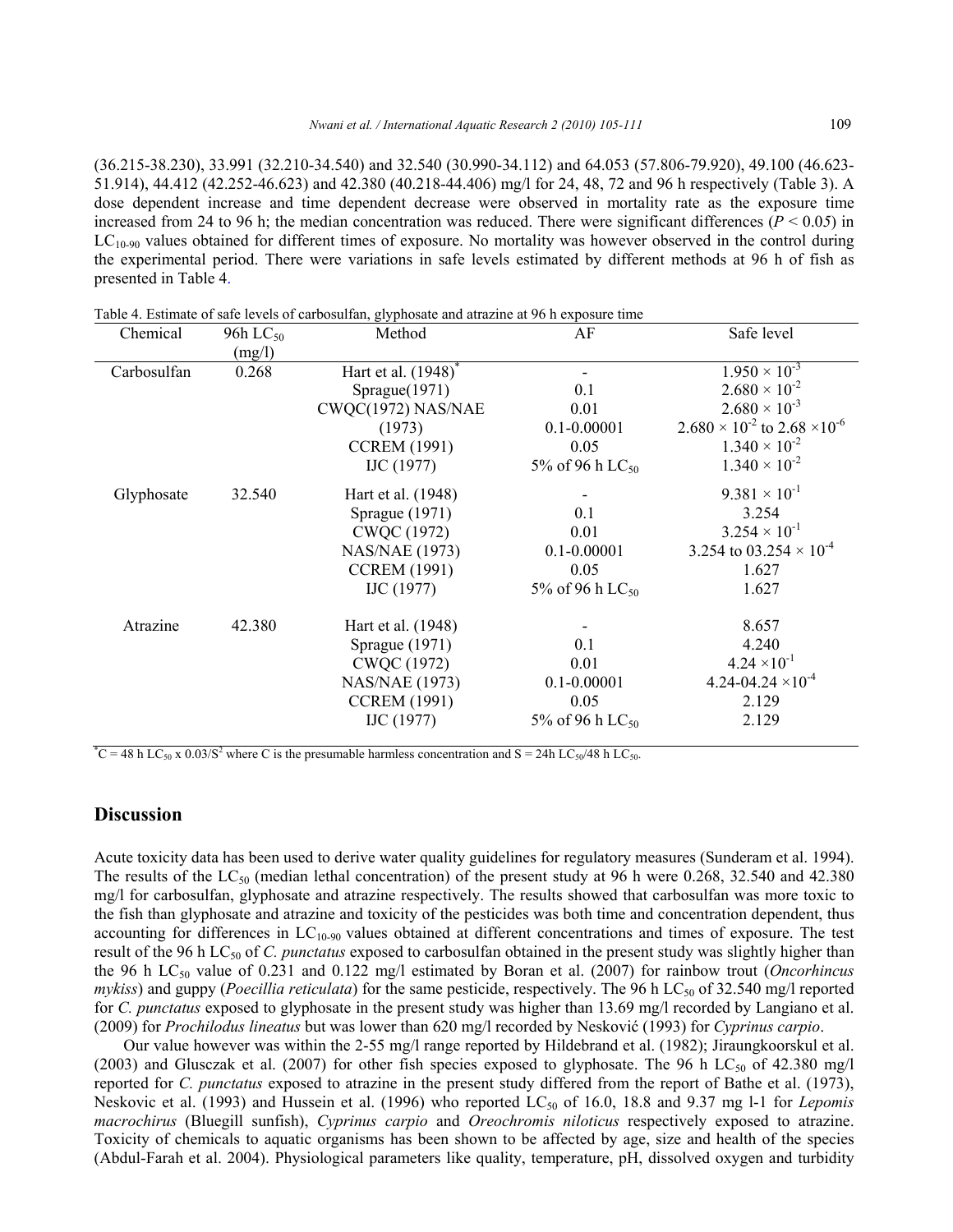(36.215-38.230), 33.991 (32.210-34.540) and 32.540 (30.990-34.112) and 64.053 (57.806-79.920), 49.100 (46.623-51.914), 44.412 (42.252-46.623) and 42.380 (40.218-44.406) mg/l for 24, 48, 72 and 96 h respectively (Table 3). A dose dependent increase and time dependent decrease were observed in mortality rate as the exposure time increased from 24 to 96 h; the median concentration was reduced. There were significant differences ($P < 0.05$) in $LC_{10-90}$ values obtained for different times of exposure. No mortality was however observed in the control during the experimental period. There were variations in safe levels estimated by different methods at 96 h of fish as presented in Table 4.

Table 4. Estimate of safe levels of carbosulfan, glyphosate and atrazine at 96 h exposure time

| Chemical | 96h $LC_{50}$ (mg/l) | Method | AF | Safe level |
|---|---|---|---|---|
| Carbosulfan | 0.268 | Hart et al. (1948)* | - | $1.950 \times 10^{-3}$ |
| | | Sprague(1971) | 0.1 | $2.680 \times 10^{-2}$ |
| | | CWQC(1972) NAS/NAE | 0.01 | $2.680 \times 10^{-3}$ |
| | | (1973) | 0.1-0.00001 | $2.680 \times 10^{-2}$ to $2.68 \times 10^{-6}$ |
| | | CCREM (1991) | 0.05 | $1.340 \times 10^{-2}$ |
| | | IJC (1977) | 5% of 96 h $LC_{50}$ | $1.340 \times 10^{-2}$ |
| Glyphosate | 32.540 | Hart et al. (1948) | - | $9.381 \times 10^{-1}$ |
| | | Sprague (1971) | 0.1 | 3.254 |
| | | CWQC (1972) | 0.01 | $3.254 \times 10^{-1}$ |
| | | NAS/NAE (1973) | 0.1-0.00001 | 3.254 to $03.254 \times 10^{-4}$ |
| | | CCREM (1991) | 0.05 | 1.627 |
| | | IJC (1977) | 5% of 96 h $LC_{50}$ | 1.627 |
| Atrazine | 42.380 | Hart et al. (1948) | - | 8.657 |
| | | Sprague (1971) | 0.1 | 4.240 |
| | | CWQC (1972) | 0.01 | $4.24 \times 10^{-1}$ |
| | | NAS/NAE (1973) | 0.1-0.00001 | $4.24\text{-}04.24 \times 10^{-4}$ |
| | | CCREM (1991) | 0.05 | 2.129 |
| | | IJC (1977) | 5% of 96 h $LC_{50}$ | 2.129 |

*$C = 48\text{ h } LC_{50} \times 0.03/S^2$ where C is the presumable harmless concentration and $S = 24\text{h } LC_{50}/48\text{ h } LC_{50}$.

## Discussion

Acute toxicity data has been used to derive water quality guidelines for regulatory measures (Sunderam et al. 1994). The results of the $LC_{50}$ (median lethal concentration) of the present study at 96 h were 0.268, 32.540 and 42.380 mg/l for carbosulfan, glyphosate and atrazine respectively. The results showed that carbosulfan was more toxic to the fish than glyphosate and atrazine and toxicity of the pesticides was both time and concentration dependent, thus accounting for differences in $LC_{10-90}$ values obtained at different concentrations and times of exposure. The test result of the 96 h $LC_{50}$ of *C. punctatus* exposed to carbosulfan obtained in the present study was slightly higher than the 96 h $LC_{50}$ value of 0.231 and 0.122 mg/l estimated by Boran et al. (2007) for rainbow trout (*Oncorhincus mykiss*) and guppy (*Poecillia reticulata*) for the same pesticide, respectively. The 96 h $LC_{50}$ of 32.540 mg/l reported for *C. punctatus* exposed to glyphosate in the present study was higher than 13.69 mg/l recorded by Langiano et al. (2009) for *Prochilodus lineatus* but was lower than 620 mg/l recorded by Nesković (1993) for *Cyprinus carpio*.

Our value however was within the 2-55 mg/l range reported by Hildebrand et al. (1982); Jiraungkoorskul et al. (2003) and Glusczak et al. (2007) for other fish species exposed to glyphosate. The 96 h $LC_{50}$ of 42.380 mg/l reported for *C. punctatus* exposed to atrazine in the present study differed from the report of Bathe et al. (1973), Neskovic et al. (1993) and Hussein et al. (1996) who reported $LC_{50}$ of 16.0, 18.8 and 9.37 mg l-1 for *Lepomis macrochirus* (Bluegill sunfish), *Cyprinus carpio* and *Oreochromis niloticus* respectively exposed to atrazine. Toxicity of chemicals to aquatic organisms has been shown to be affected by age, size and health of the species (Abdul-Farah et al. 2004). Physiological parameters like quality, temperature, pH, dissolved oxygen and turbidity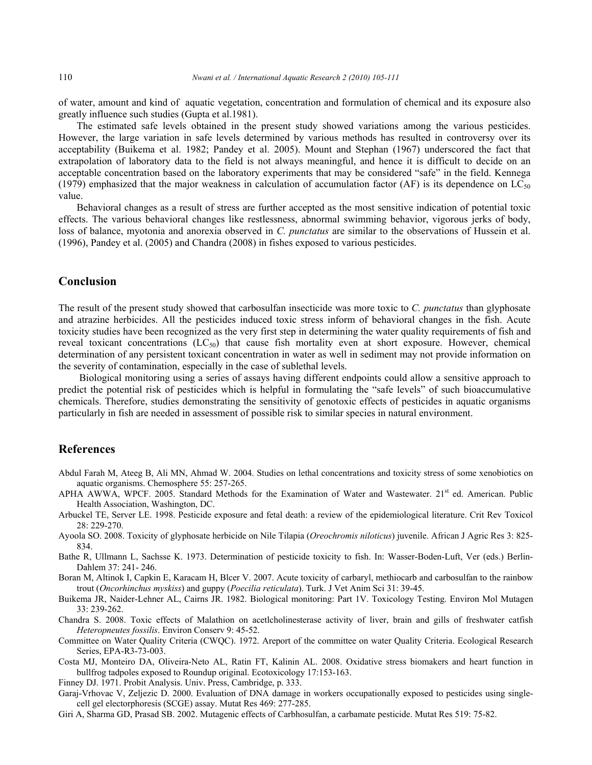of water, amount and kind of aquatic vegetation, concentration and formulation of chemical and its exposure also greatly influence such studies (Gupta et al.1981).

The estimated safe levels obtained in the present study showed variations among the various pesticides. However, the large variation in safe levels determined by various methods has resulted in controversy over its acceptability (Buikema et al. 1982; Pandey et al. 2005). Mount and Stephan (1967) underscored the fact that extrapolation of laboratory data to the field is not always meaningful, and hence it is difficult to decide on an acceptable concentration based on the laboratory experiments that may be considered "safe" in the field. Kennega (1979) emphasized that the major weakness in calculation of accumulation factor (AF) is its dependence on $LC_{50}$ value.

Behavioral changes as a result of stress are further accepted as the most sensitive indication of potential toxic effects. The various behavioral changes like restlessness, abnormal swimming behavior, vigorous jerks of body, loss of balance, myotonia and anorexia observed in *C. punctatus* are similar to the observations of Hussein et al. (1996), Pandey et al. (2005) and Chandra (2008) in fishes exposed to various pesticides.

## Conclusion

The result of the present study showed that carbosulfan insecticide was more toxic to *C. punctatus* than glyphosate and atrazine herbicides. All the pesticides induced toxic stress inform of behavioral changes in the fish. Acute toxicity studies have been recognized as the very first step in determining the water quality requirements of fish and reveal toxicant concentrations ($LC_{50}$) that cause fish mortality even at short exposure. However, chemical determination of any persistent toxicant concentration in water as well in sediment may not provide information on the severity of contamination, especially in the case of sublethal levels.

Biological monitoring using a series of assays having different endpoints could allow a sensitive approach to predict the potential risk of pesticides which is helpful in formulating the "safe levels" of such bioaccumulative chemicals. Therefore, studies demonstrating the sensitivity of genotoxic effects of pesticides in aquatic organisms particularly in fish are needed in assessment of possible risk to similar species in natural environment.

## References

Abdul Farah M, Ateeg B, Ali MN, Ahmad W. 2004. Studies on lethal concentrations and toxicity stress of some xenobiotics on aquatic organisms. Chemosphere 55: 257-265.

APHA AWWA, WPCF. 2005. Standard Methods for the Examination of Water and Wastewater. 21st ed. American. Public Health Association, Washington, DC.

Arbuckel TE, Server LE. 1998. Pesticide exposure and fetal death: a review of the epidemiological literature. Crit Rev Toxicol 28: 229-270.

Ayoola SO. 2008. Toxicity of glyphosate herbicide on Nile Tilapia (*Oreochromis niloticus*) juvenile. African J Agric Res 3: 825-834.

Bathe R, Ullmann L, Sachsse K. 1973. Determination of pesticide toxicity to fish. In: Wasser-Boden-Luft, Ver (eds.) Berlin-Dahlem 37: 241- 246.

Boran M, Altinok I, Capkin E, Karacam H, Blcer V. 2007. Acute toxicity of carbaryl, methiocarb and carbosulfan to the rainbow trout (*Oncorhinchus myskiss*) and guppy (*Poecilia reticulata*). Turk. J Vet Anim Sci 31: 39-45.

Buikema JR, Naider-Lehner AL, Cairns JR. 1982. Biological monitoring: Part 1V. Toxicology Testing. Environ Mol Mutagen 33: 239-262.

Chandra S. 2008. Toxic effects of Malathion on acetlcholinesterase activity of liver, brain and gills of freshwater catfish *Heteropneutes fossilis*. Environ Conserv 9: 45-52.

Committee on Water Quality Criteria (CWQC). 1972. Areport of the committee on water Quality Criteria. Ecological Research Series, EPA-R3-73-003.

Costa MJ, Monteiro DA, Oliveira-Neto AL, Ratin FT, Kalinin AL. 2008. Oxidative stress biomakers and heart function in bullfrog tadpoles exposed to Roundup original. Ecotoxicology 17:153-163.

Finney DJ. 1971. Probit Analysis. Univ. Press, Cambridge, p. 333.

Garaj-Vrhovac V, Zeljezic D. 2000. Evaluation of DNA damage in workers occupationally exposed to pesticides using single-cell gel electorphoresis (SCGE) assay. Mutat Res 469: 277-285.

Giri A, Sharma GD, Prasad SB. 2002. Mutagenic effects of Carbhosulfan, a carbamate pesticide. Mutat Res 519: 75-82.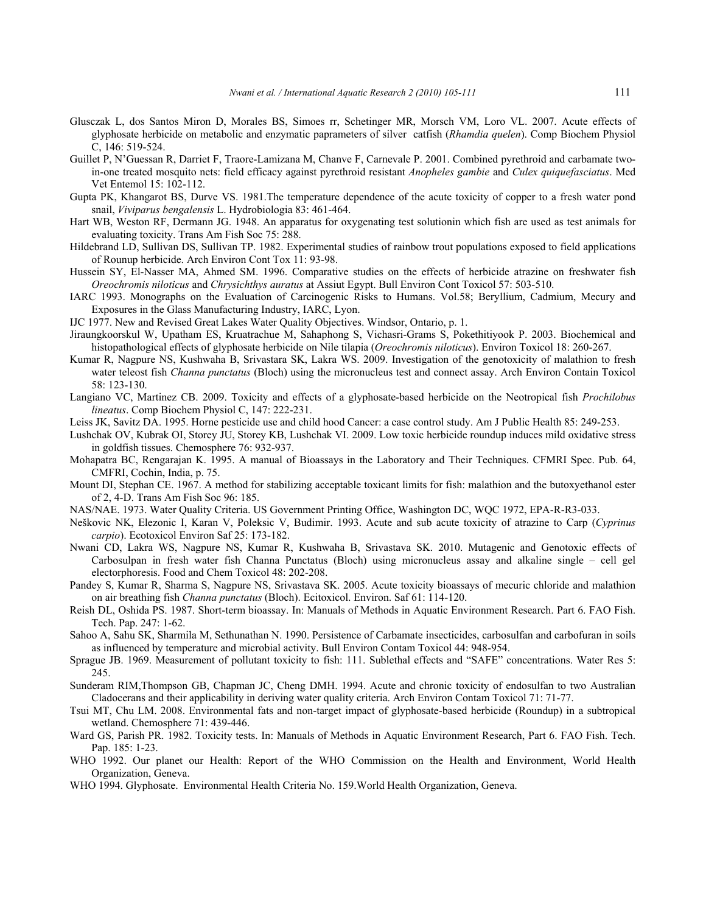Glusczak L, dos Santos Miron D, Morales BS, Simoes rr, Schetinger MR, Morsch VM, Loro VL. 2007. Acute effects of glyphosate herbicide on metabolic and enzymatic paprameters of silver catfish (*Rhamdia quelen*). Comp Biochem Physiol C, 146: 519-524.

Guillet P, N'Guessan R, Darriet F, Traore-Lamizana M, Chanve F, Carnevale P. 2001. Combined pyrethroid and carbamate two-in-one treated mosquito nets: field efficacy against pyrethroid resistant *Anopheles gambie* and *Culex quiquefasciatus*. Med Vet Entemol 15: 102-112.

Gupta PK, Khangarot BS, Durve VS. 1981.The temperature dependence of the acute toxicity of copper to a fresh water pond snail, *Viviparus bengalensis* L. Hydrobiologia 83: 461-464.

Hart WB, Weston RF, Dermann JG. 1948. An apparatus for oxygenating test solutionin which fish are used as test animals for evaluating toxicity. Trans Am Fish Soc 75: 288.

Hildebrand LD, Sullivan DS, Sullivan TP. 1982. Experimental studies of rainbow trout populations exposed to field applications of Rounup herbicide. Arch Environ Cont Tox 11: 93-98.

Hussein SY, El-Nasser MA, Ahmed SM. 1996. Comparative studies on the effects of herbicide atrazine on freshwater fish *Oreochromis niloticus* and *Chrysichthys auratus* at Assiut Egypt. Bull Environ Cont Toxicol 57: 503-510.

IARC 1993. Monographs on the Evaluation of Carcinogenic Risks to Humans. Vol.58; Beryllium, Cadmium, Mecury and Exposures in the Glass Manufacturing Industry, IARC, Lyon.

IJC 1977. New and Revised Great Lakes Water Quality Objectives. Windsor, Ontario, p. 1.

Jiraungkoorskul W, Upatham ES, Kruatrachue M, Sahaphong S, Vichasri-Grams S, Pokethitiyook P. 2003. Biochemical and histopathological effects of glyphosate herbicide on Nile tilapia (*Oreochromis niloticus*). Environ Toxicol 18: 260-267.

Kumar R, Nagpure NS, Kushwaha B, Srivastara SK, Lakra WS. 2009. Investigation of the genotoxicity of malathion to fresh water teleost fish *Channa punctatus* (Bloch) using the micronucleus test and connect assay. Arch Environ Contain Toxicol 58: 123-130.

Langiano VC, Martinez CB. 2009. Toxicity and effects of a glyphosate-based herbicide on the Neotropical fish *Prochilobus lineatus*. Comp Biochem Physiol C, 147: 222-231.

Leiss JK, Savitz DA. 1995. Horne pesticide use and child hood Cancer: a case control study. Am J Public Health 85: 249-253.

Lushchak OV, Kubrak OI, Storey JU, Storey KB, Lushchak VI. 2009. Low toxic herbicide roundup induces mild oxidative stress in goldfish tissues. Chemosphere 76: 932-937.

Mohapatra BC, Rengarajan K. 1995. A manual of Bioassays in the Laboratory and Their Techniques. CFMRI Spec. Pub. 64, CMFRI, Cochin, India, p. 75.

Mount DI, Stephan CE. 1967. A method for stabilizing acceptable toxicant limits for fish: malathion and the butoxyethanol ester of 2, 4-D. Trans Am Fish Soc 96: 185.

NAS/NAE. 1973. Water Quality Criteria. US Government Printing Office, Washington DC, WQC 1972, EPA-R-R3-033.

Neškovic NK, Elezonic I, Karan V, Poleksic V, Budimir. 1993. Acute and sub acute toxicity of atrazine to Carp (*Cyprinus carpio*). Ecotoxicol Environ Saf 25: 173-182.

Nwani CD, Lakra WS, Nagpure NS, Kumar R, Kushwaha B, Srivastava SK. 2010. Mutagenic and Genotoxic effects of Carbosulpan in fresh water fish Channa Punctatus (Bloch) using micronucleus assay and alkaline single – cell gel electorphoresis. Food and Chem Toxicol 48: 202-208.

Pandey S, Kumar R, Sharma S, Nagpure NS, Srivastava SK. 2005. Acute toxicity bioassays of mecuric chloride and malathion on air breathing fish *Channa punctatus* (Bloch). Ecitoxicol. Environ. Saf 61: 114-120.

Reish DL, Oshida PS. 1987. Short-term bioassay. In: Manuals of Methods in Aquatic Environment Research. Part 6. FAO Fish. Tech. Pap. 247: 1-62.

Sahoo A, Sahu SK, Sharmila M, Sethunathan N. 1990. Persistence of Carbamate insecticides, carbosulfan and carbofuran in soils as influenced by temperature and microbial activity. Bull Environ Contam Toxicol 44: 948-954.

Sprague JB. 1969. Measurement of pollutant toxicity to fish: 111. Sublethal effects and "SAFE" concentrations. Water Res 5: 245.

Sunderam RIM,Thompson GB, Chapman JC, Cheng DMH. 1994. Acute and chronic toxicity of endosulfan to two Australian Cladocerans and their applicability in deriving water quality criteria. Arch Environ Contam Toxicol 71: 71-77.

Tsui MT, Chu LM. 2008. Environmental fats and non-target impact of glyphosate-based herbicide (Roundup) in a subtropical wetland. Chemosphere 71: 439-446.

Ward GS, Parish PR. 1982. Toxicity tests. In: Manuals of Methods in Aquatic Environment Research, Part 6. FAO Fish. Tech. Pap. 185: 1-23.

WHO 1992. Our planet our Health: Report of the WHO Commission on the Health and Environment, World Health Organization, Geneva.

WHO 1994. Glyphosate. Environmental Health Criteria No. 159.World Health Organization, Geneva.